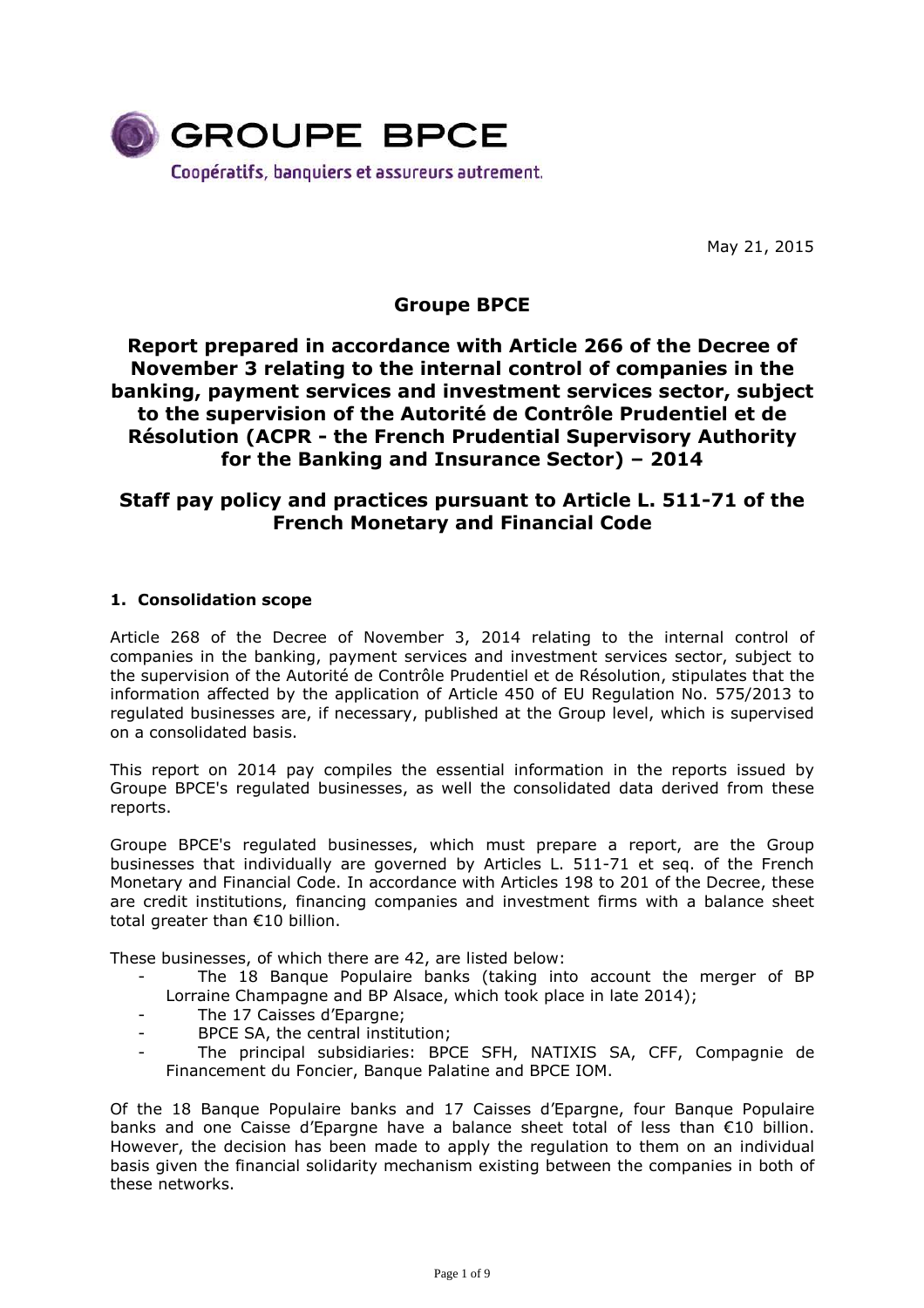GROUPE BPCE

Coopératifs, banquiers et assureurs autrement.

May 21, 2015

# Groupe BPCE

## Report prepared in accordance with Article 266 of the Decree of November 3 relating to the internal control of companies in the banking, payment services and investment services sector, subject to the supervision of the Autorité de Contrôle Prudentiel et de Résolution (ACPR - the French Prudential Supervisory Authority for the Banking and Insurance Sector) – 2014

## Staff pay policy and practices pursuant to Article L. 511-71 of the French Monetary and Financial Code

### 1. Consolidation scope

Article 268 of the Decree of November 3, 2014 relating to the internal control of companies in the banking, payment services and investment services sector, subject to the supervision of the Autorité de Contrôle Prudentiel et de Résolution, stipulates that the information affected by the application of Article 450 of EU Regulation No. 575/2013 to regulated businesses are, if necessary, published at the Group level, which is supervised on a consolidated basis.

This report on 2014 pay compiles the essential information in the reports issued by Groupe BPCE's regulated businesses, as well the consolidated data derived from these reports.

Groupe BPCE's regulated businesses, which must prepare a report, are the Group businesses that individually are governed by Articles L. 511-71 et seq. of the French Monetary and Financial Code. In accordance with Articles 198 to 201 of the Decree, these are credit institutions, financing companies and investment firms with a balance sheet total greater than €10 billion.

These businesses, of which there are 42, are listed below:

- The 18 Banque Populaire banks (taking into account the merger of BP Lorraine Champagne and BP Alsace, which took place in late 2014);
- The 17 Caisses d'Epargne;
- BPCE SA, the central institution;
- The principal subsidiaries: BPCE SFH, NATIXIS SA, CFF, Compagnie de Financement du Foncier, Banque Palatine and BPCE IOM.

Of the 18 Banque Populaire banks and 17 Caisses d'Epargne, four Banque Populaire banks and one Caisse d'Epargne have a balance sheet total of less than €10 billion. However, the decision has been made to apply the regulation to them on an individual basis given the financial solidarity mechanism existing between the companies in both of these networks.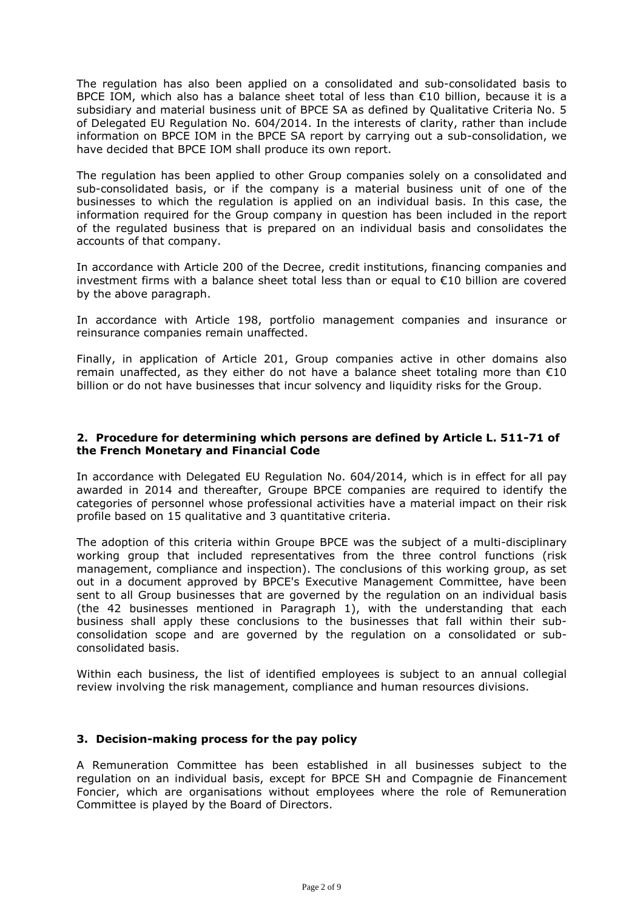The regulation has also been applied on a consolidated and sub-consolidated basis to BPCE IOM, which also has a balance sheet total of less than €10 billion, because it is a subsidiary and material business unit of BPCE SA as defined by Qualitative Criteria No. 5 of Delegated EU Regulation No. 604/2014. In the interests of clarity, rather than include information on BPCE IOM in the BPCE SA report by carrying out a sub-consolidation, we have decided that BPCE IOM shall produce its own report.

The regulation has been applied to other Group companies solely on a consolidated and sub-consolidated basis, or if the company is a material business unit of one of the businesses to which the regulation is applied on an individual basis. In this case, the information required for the Group company in question has been included in the report of the regulated business that is prepared on an individual basis and consolidates the accounts of that company.

In accordance with Article 200 of the Decree, credit institutions, financing companies and investment firms with a balance sheet total less than or equal to €10 billion are covered by the above paragraph.

In accordance with Article 198, portfolio management companies and insurance or reinsurance companies remain unaffected.

Finally, in application of Article 201, Group companies active in other domains also remain unaffected, as they either do not have a balance sheet totaling more than €10 billion or do not have businesses that incur solvency and liquidity risks for the Group.

## 2. Procedure for determining which persons are defined by Article L. 511-71 of the French Monetary and Financial Code

In accordance with Delegated EU Regulation No. 604/2014, which is in effect for all pay awarded in 2014 and thereafter, Groupe BPCE companies are required to identify the categories of personnel whose professional activities have a material impact on their risk profile based on 15 qualitative and 3 quantitative criteria.

The adoption of this criteria within Groupe BPCE was the subject of a multi-disciplinary working group that included representatives from the three control functions (risk management, compliance and inspection). The conclusions of this working group, as set out in a document approved by BPCE's Executive Management Committee, have been sent to all Group businesses that are governed by the regulation on an individual basis (the 42 businesses mentioned in Paragraph 1), with the understanding that each business shall apply these conclusions to the businesses that fall within their sub-consolidation scope and are governed by the regulation on a consolidated or sub-consolidated basis.

Within each business, the list of identified employees is subject to an annual collegial review involving the risk management, compliance and human resources divisions.

## 3. Decision-making process for the pay policy

A Remuneration Committee has been established in all businesses subject to the regulation on an individual basis, except for BPCE SH and Compagnie de Financement Foncier, which are organisations without employees where the role of Remuneration Committee is played by the Board of Directors.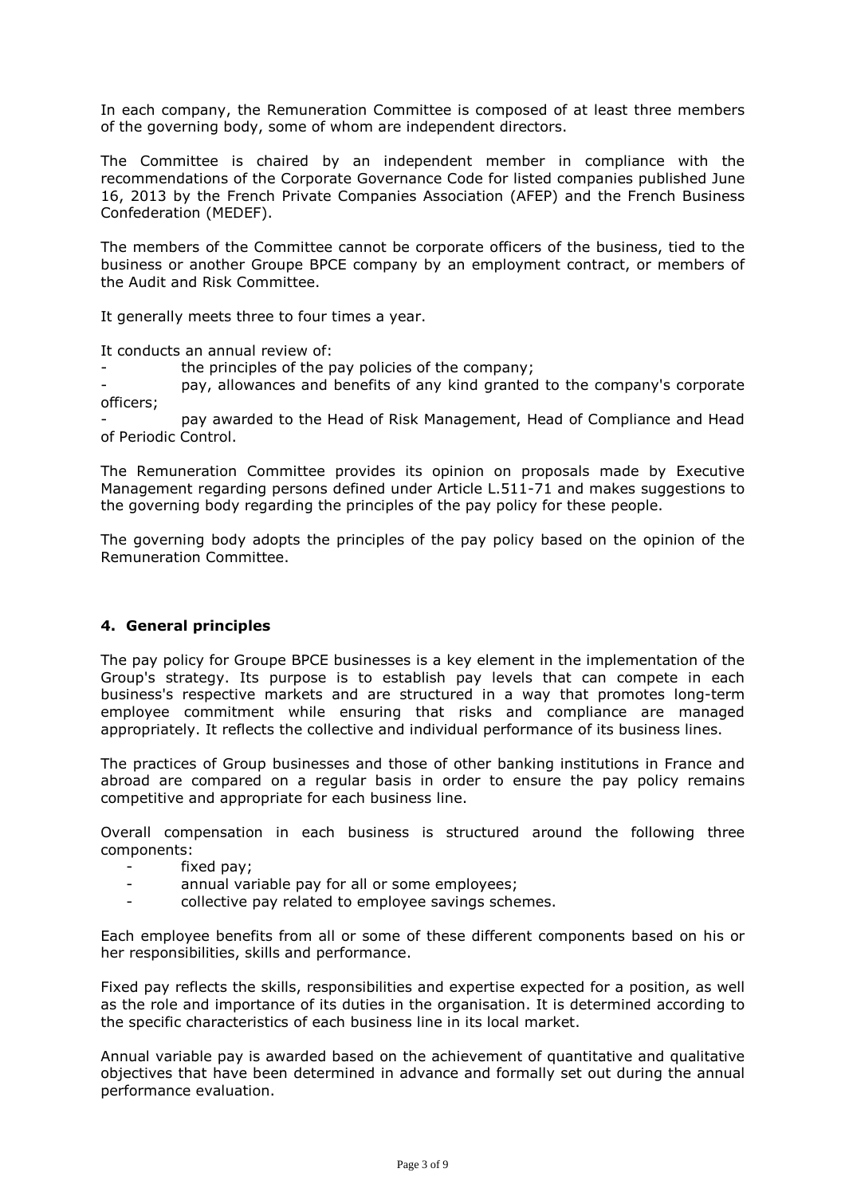In each company, the Remuneration Committee is composed of at least three members of the governing body, some of whom are independent directors.

The Committee is chaired by an independent member in compliance with the recommendations of the Corporate Governance Code for listed companies published June 16, 2013 by the French Private Companies Association (AFEP) and the French Business Confederation (MEDEF).

The members of the Committee cannot be corporate officers of the business, tied to the business or another Groupe BPCE company by an employment contract, or members of the Audit and Risk Committee.

It generally meets three to four times a year.

It conducts an annual review of:

- the principles of the pay policies of the company;
- pay, allowances and benefits of any kind granted to the company's corporate officers;
- pay awarded to the Head of Risk Management, Head of Compliance and Head of Periodic Control.

The Remuneration Committee provides its opinion on proposals made by Executive Management regarding persons defined under Article L.511-71 and makes suggestions to the governing body regarding the principles of the pay policy for these people.

The governing body adopts the principles of the pay policy based on the opinion of the Remuneration Committee.

## 4. General principles

The pay policy for Groupe BPCE businesses is a key element in the implementation of the Group's strategy. Its purpose is to establish pay levels that can compete in each business's respective markets and are structured in a way that promotes long-term employee commitment while ensuring that risks and compliance are managed appropriately. It reflects the collective and individual performance of its business lines.

The practices of Group businesses and those of other banking institutions in France and abroad are compared on a regular basis in order to ensure the pay policy remains competitive and appropriate for each business line.

Overall compensation in each business is structured around the following three components:

- fixed pay;
- annual variable pay for all or some employees;
- collective pay related to employee savings schemes.

Each employee benefits from all or some of these different components based on his or her responsibilities, skills and performance.

Fixed pay reflects the skills, responsibilities and expertise expected for a position, as well as the role and importance of its duties in the organisation. It is determined according to the specific characteristics of each business line in its local market.

Annual variable pay is awarded based on the achievement of quantitative and qualitative objectives that have been determined in advance and formally set out during the annual performance evaluation.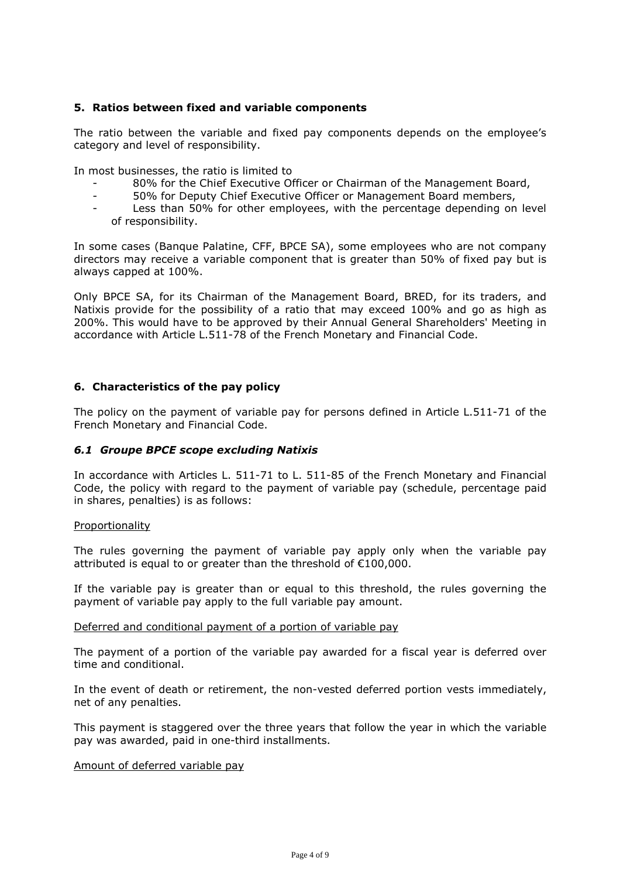## 5. Ratios between fixed and variable components

The ratio between the variable and fixed pay components depends on the employee's category and level of responsibility.

In most businesses, the ratio is limited to

- 80% for the Chief Executive Officer or Chairman of the Management Board,
- 50% for Deputy Chief Executive Officer or Management Board members,
- Less than 50% for other employees, with the percentage depending on level of responsibility.

In some cases (Banque Palatine, CFF, BPCE SA), some employees who are not company directors may receive a variable component that is greater than 50% of fixed pay but is always capped at 100%.

Only BPCE SA, for its Chairman of the Management Board, BRED, for its traders, and Natixis provide for the possibility of a ratio that may exceed 100% and go as high as 200%. This would have to be approved by their Annual General Shareholders' Meeting in accordance with Article L.511-78 of the French Monetary and Financial Code.

## 6. Characteristics of the pay policy

The policy on the payment of variable pay for persons defined in Article L.511-71 of the French Monetary and Financial Code.

### *6.1 Groupe BPCE scope excluding Natixis*

In accordance with Articles L. 511-71 to L. 511-85 of the French Monetary and Financial Code, the policy with regard to the payment of variable pay (schedule, percentage paid in shares, penalties) is as follows:

Proportionality

The rules governing the payment of variable pay apply only when the variable pay attributed is equal to or greater than the threshold of €100,000.

If the variable pay is greater than or equal to this threshold, the rules governing the payment of variable pay apply to the full variable pay amount.

Deferred and conditional payment of a portion of variable pay

The payment of a portion of the variable pay awarded for a fiscal year is deferred over time and conditional.

In the event of death or retirement, the non-vested deferred portion vests immediately, net of any penalties.

This payment is staggered over the three years that follow the year in which the variable pay was awarded, paid in one-third installments.

Amount of deferred variable pay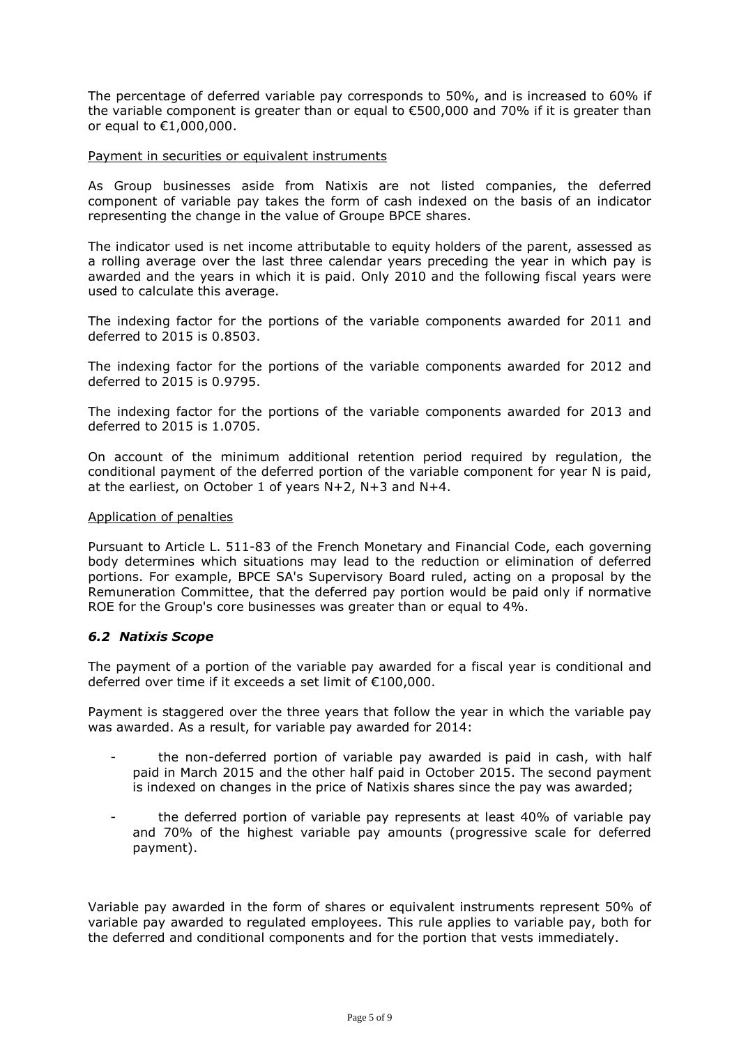The percentage of deferred variable pay corresponds to 50%, and is increased to 60% if the variable component is greater than or equal to €500,000 and 70% if it is greater than or equal to €1,000,000.

Payment in securities or equivalent instruments

As Group businesses aside from Natixis are not listed companies, the deferred component of variable pay takes the form of cash indexed on the basis of an indicator representing the change in the value of Groupe BPCE shares.

The indicator used is net income attributable to equity holders of the parent, assessed as a rolling average over the last three calendar years preceding the year in which pay is awarded and the years in which it is paid. Only 2010 and the following fiscal years were used to calculate this average.

The indexing factor for the portions of the variable components awarded for 2011 and deferred to 2015 is 0.8503.

The indexing factor for the portions of the variable components awarded for 2012 and deferred to 2015 is 0.9795.

The indexing factor for the portions of the variable components awarded for 2013 and deferred to 2015 is 1.0705.

On account of the minimum additional retention period required by regulation, the conditional payment of the deferred portion of the variable component for year N is paid, at the earliest, on October 1 of years N+2, N+3 and N+4.

Application of penalties

Pursuant to Article L. 511-83 of the French Monetary and Financial Code, each governing body determines which situations may lead to the reduction or elimination of deferred portions. For example, BPCE SA's Supervisory Board ruled, acting on a proposal by the Remuneration Committee, that the deferred pay portion would be paid only if normative ROE for the Group's core businesses was greater than or equal to 4%.

### *6.2 Natixis Scope*

The payment of a portion of the variable pay awarded for a fiscal year is conditional and deferred over time if it exceeds a set limit of €100,000.

Payment is staggered over the three years that follow the year in which the variable pay was awarded. As a result, for variable pay awarded for 2014:

- the non-deferred portion of variable pay awarded is paid in cash, with half paid in March 2015 and the other half paid in October 2015. The second payment is indexed on changes in the price of Natixis shares since the pay was awarded;
- the deferred portion of variable pay represents at least 40% of variable pay and 70% of the highest variable pay amounts (progressive scale for deferred payment).

Variable pay awarded in the form of shares or equivalent instruments represent 50% of variable pay awarded to regulated employees. This rule applies to variable pay, both for the deferred and conditional components and for the portion that vests immediately.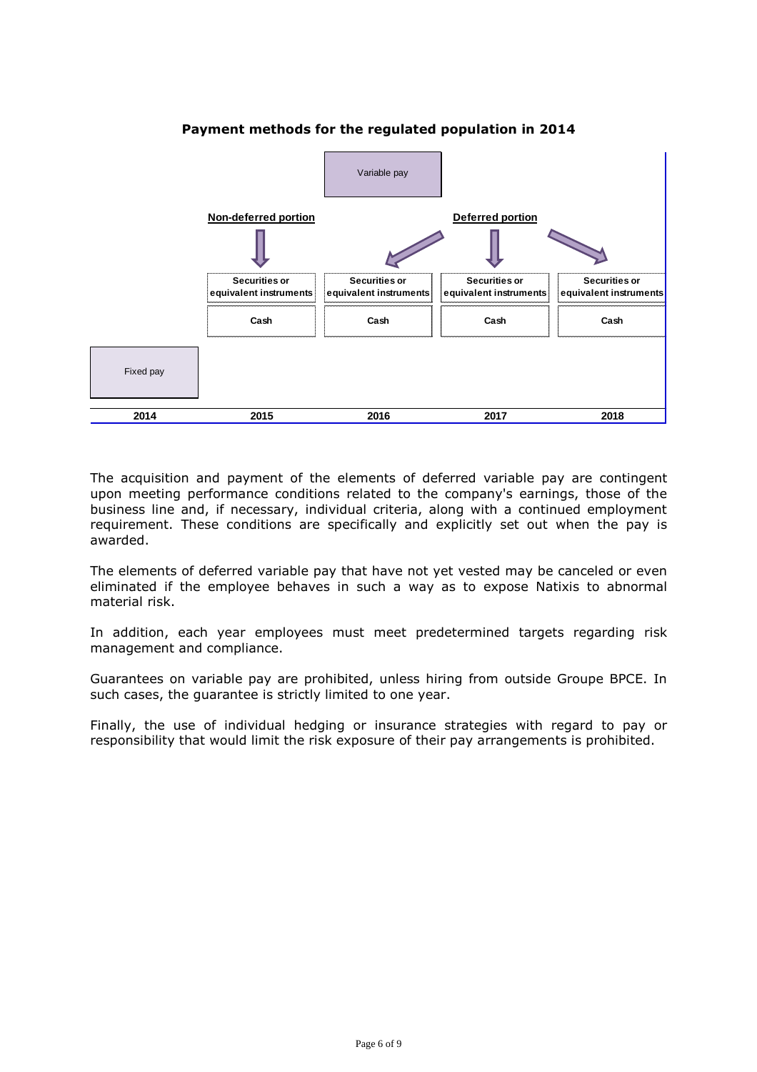**Payment methods for the regulated population in 2014**

| 2014 | 2015 | 2016 | 2017 | 2018 |
|---|---|---|---|---|
| | | Variable pay | | |
| | Non-deferred portion | Deferred portion | | |
| | Securities or equivalent instruments | Securities or equivalent instruments | Securities or equivalent instruments | Securities or equivalent instruments |
| | Cash | Cash | Cash | Cash |
| Fixed pay | | | | |

The acquisition and payment of the elements of deferred variable pay are contingent upon meeting performance conditions related to the company's earnings, those of the business line and, if necessary, individual criteria, along with a continued employment requirement. These conditions are specifically and explicitly set out when the pay is awarded.

The elements of deferred variable pay that have not yet vested may be canceled or even eliminated if the employee behaves in such a way as to expose Natixis to abnormal material risk.

In addition, each year employees must meet predetermined targets regarding risk management and compliance.

Guarantees on variable pay are prohibited, unless hiring from outside Groupe BPCE. In such cases, the guarantee is strictly limited to one year.

Finally, the use of individual hedging or insurance strategies with regard to pay or responsibility that would limit the risk exposure of their pay arrangements is prohibited.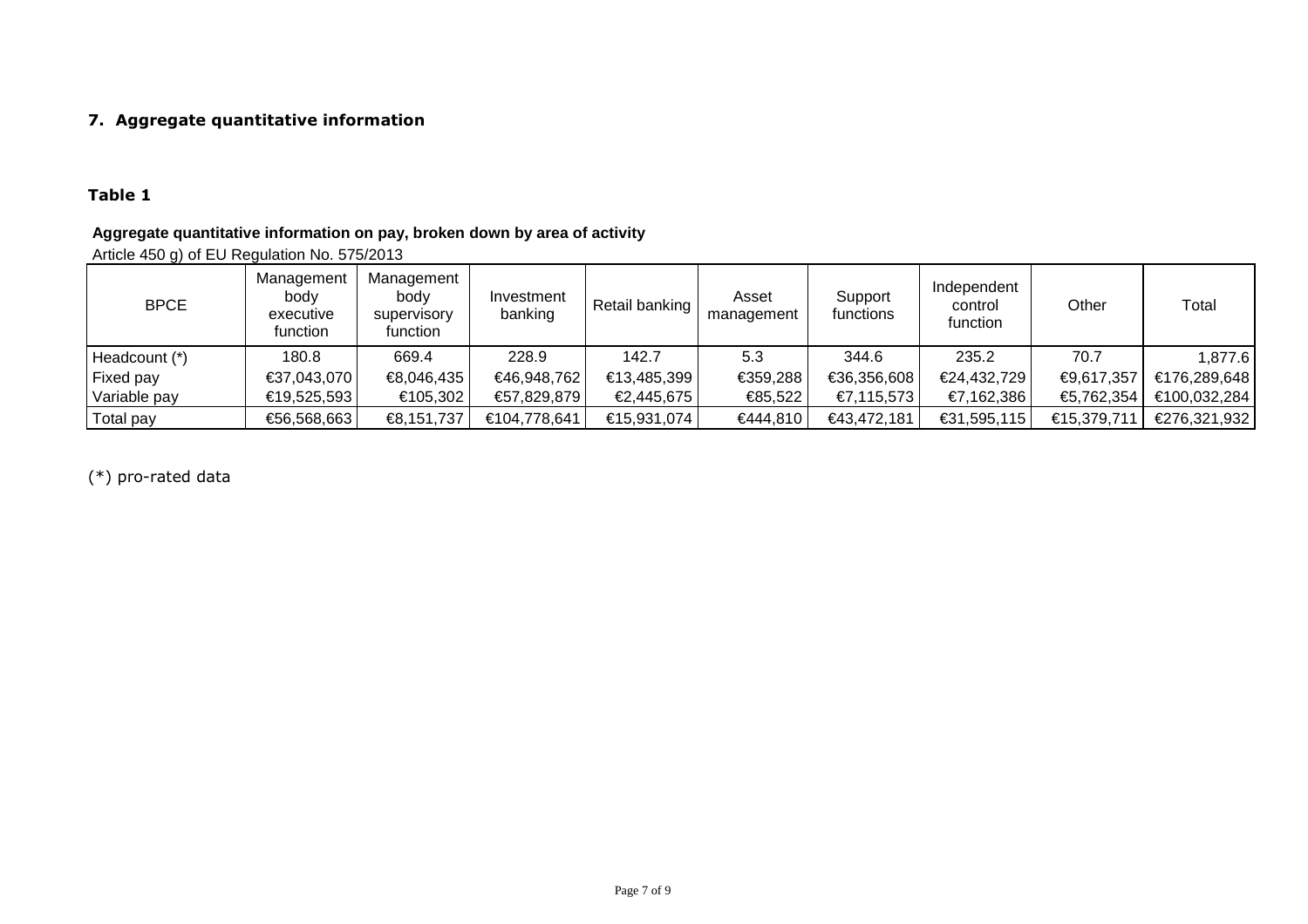## 7. Aggregate quantitative information

### Table 1

**Aggregate quantitative information on pay, broken down by area of activity**

Article 450 g) of EU Regulation No. 575/2013

| BPCE | Management body executive function | Management body supervisory function | Investment banking | Retail banking | Asset management | Support functions | Independent control function | Other | Total |
|---|---|---|---|---|---|---|---|---|---|
| Headcount (*) | 180.8 | 669.4 | 228.9 | 142.7 | 5.3 | 344.6 | 235.2 | 70.7 | 1,877.6 |
| Fixed pay | €37,043,070 | €8,046,435 | €46,948,762 | €13,485,399 | €359,288 | €36,356,608 | €24,432,729 | €9,617,357 | €176,289,648 |
| Variable pay | €19,525,593 | €105,302 | €57,829,879 | €2,445,675 | €85,522 | €7,115,573 | €7,162,386 | €5,762,354 | €100,032,284 |
| Total pay | €56,568,663 | €8,151,737 | €104,778,641 | €15,931,074 | €444,810 | €43,472,181 | €31,595,115 | €15,379,711 | €276,321,932 |

(*) pro-rated data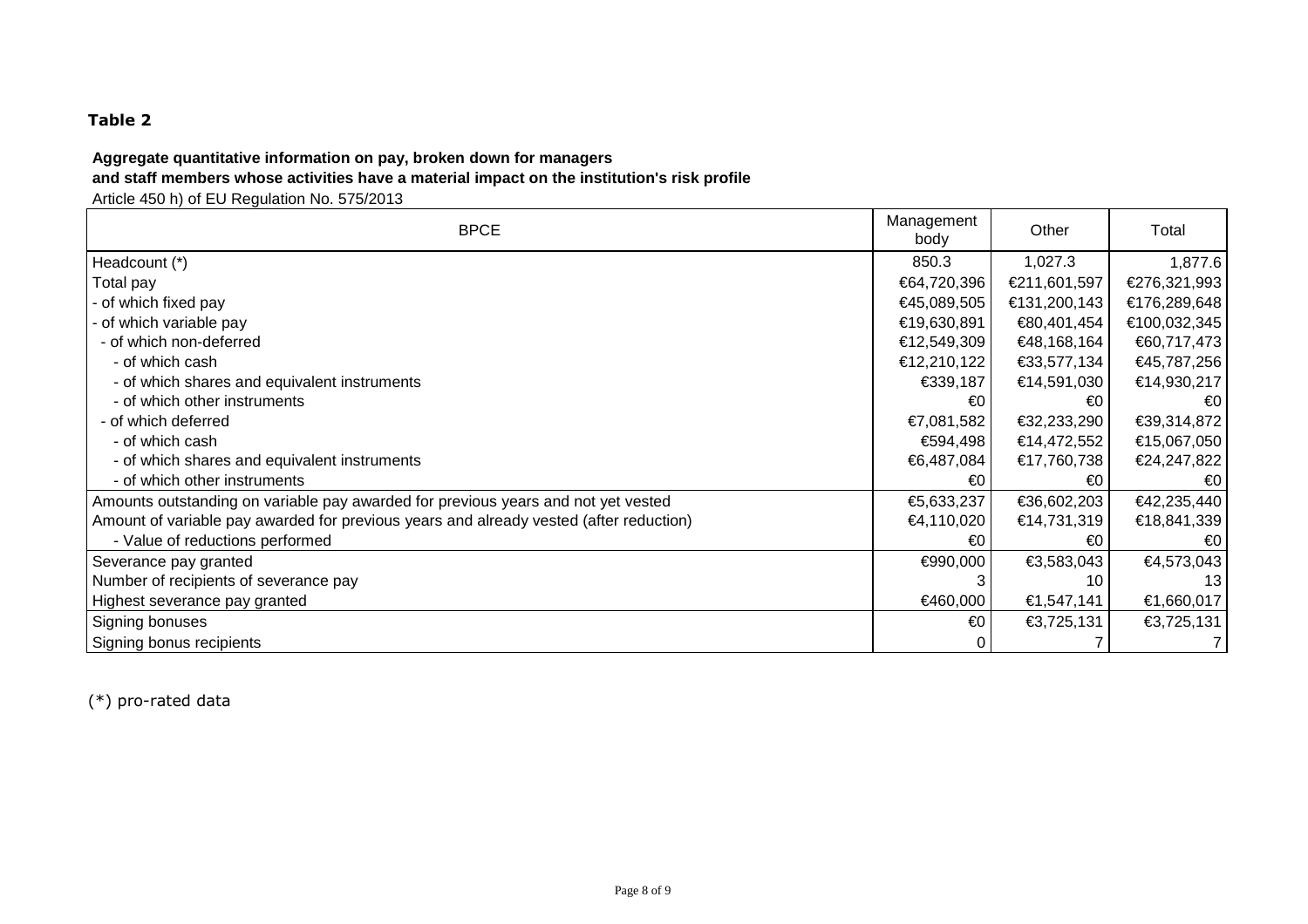**Table 2**

**Aggregate quantitative information on pay, broken down for managers and staff members whose activities have a material impact on the institution's risk profile**

Article 450 h) of EU Regulation No. 575/2013

| BPCE | Management body | Other | Total |
|---|---|---|---|
| Headcount (*) | 850.3 | 1,027.3 | 1,877.6 |
| Total pay | €64,720,396 | €211,601,597 | €276,321,993 |
| - of which fixed pay | €45,089,505 | €131,200,143 | €176,289,648 |
| - of which variable pay | €19,630,891 | €80,401,454 | €100,032,345 |
| - of which non-deferred | €12,549,309 | €48,168,164 | €60,717,473 |
| - of which cash | €12,210,122 | €33,577,134 | €45,787,256 |
| - of which shares and equivalent instruments | €339,187 | €14,591,030 | €14,930,217 |
| - of which other instruments | €0 | €0 | €0 |
| - of which deferred | €7,081,582 | €32,233,290 | €39,314,872 |
| - of which cash | €594,498 | €14,472,552 | €15,067,050 |
| - of which shares and equivalent instruments | €6,487,084 | €17,760,738 | €24,247,822 |
| - of which other instruments | €0 | €0 | €0 |
| Amounts outstanding on variable pay awarded for previous years and not yet vested | €5,633,237 | €36,602,203 | €42,235,440 |
| Amount of variable pay awarded for previous years and already vested (after reduction) | €4,110,020 | €14,731,319 | €18,841,339 |
| - Value of reductions performed | €0 | €0 | €0 |
| Severance pay granted | €990,000 | €3,583,043 | €4,573,043 |
| Number of recipients of severance pay | 3 | 10 | 13 |
| Highest severance pay granted | €460,000 | €1,547,141 | €1,660,017 |
| Signing bonuses | €0 | €3,725,131 | €3,725,131 |
| Signing bonus recipients | 0 | 7 | 7 |

(*) pro-rated data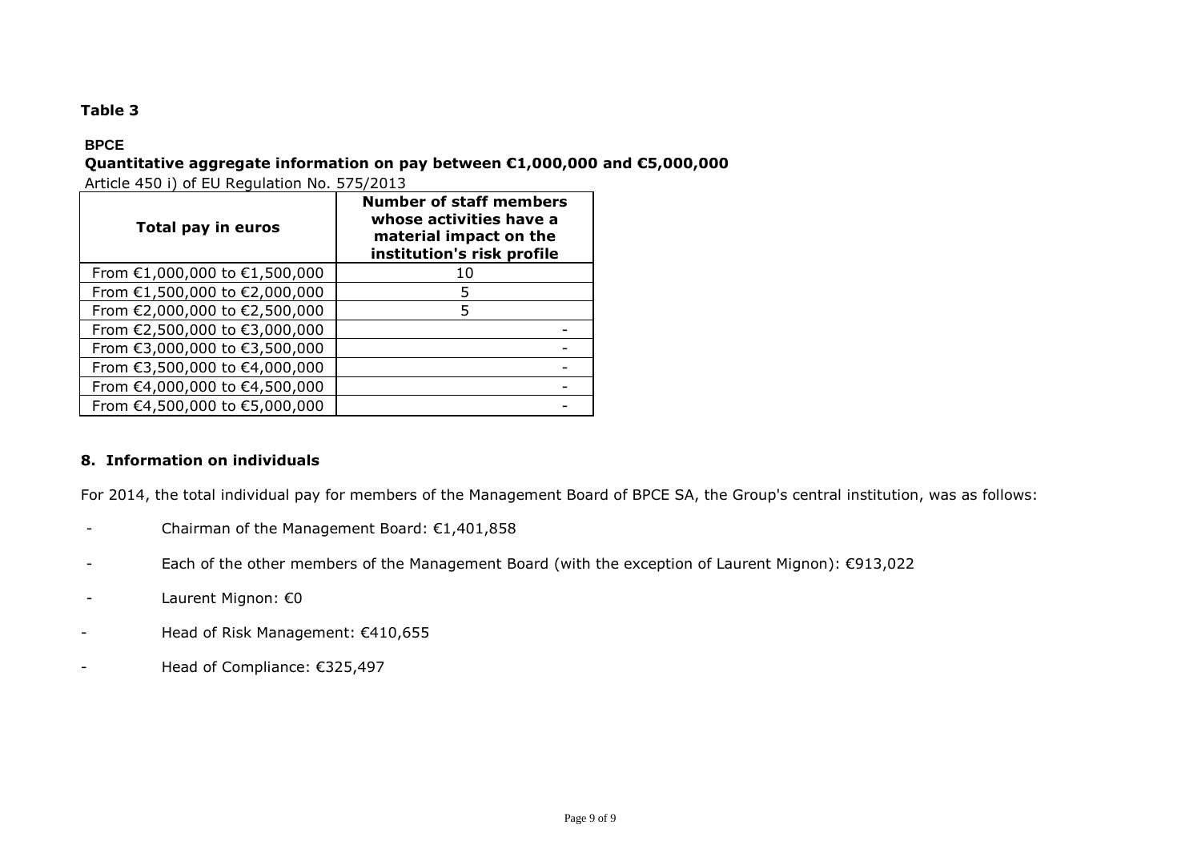**Table 3**

**BPCE**

**Quantitative aggregate information on pay between €1,000,000 and €5,000,000**

Article 450 i) of EU Regulation No. 575/2013

| Total pay in euros | Number of staff members whose activities have a material impact on the institution's risk profile |
|---|---|
| From €1,000,000 to €1,500,000 | 10 |
| From €1,500,000 to €2,000,000 | 5 |
| From €2,000,000 to €2,500,000 | 5 |
| From €2,500,000 to €3,000,000 | - |
| From €3,000,000 to €3,500,000 | - |
| From €3,500,000 to €4,000,000 | - |
| From €4,000,000 to €4,500,000 | - |
| From €4,500,000 to €5,000,000 | - |

## 8. Information on individuals

For 2014, the total individual pay for members of the Management Board of BPCE SA, the Group's central institution, was as follows:

- Chairman of the Management Board: €1,401,858
- Each of the other members of the Management Board (with the exception of Laurent Mignon): €913,022
- Laurent Mignon: €0
- Head of Risk Management: €410,655
- Head of Compliance: €325,497